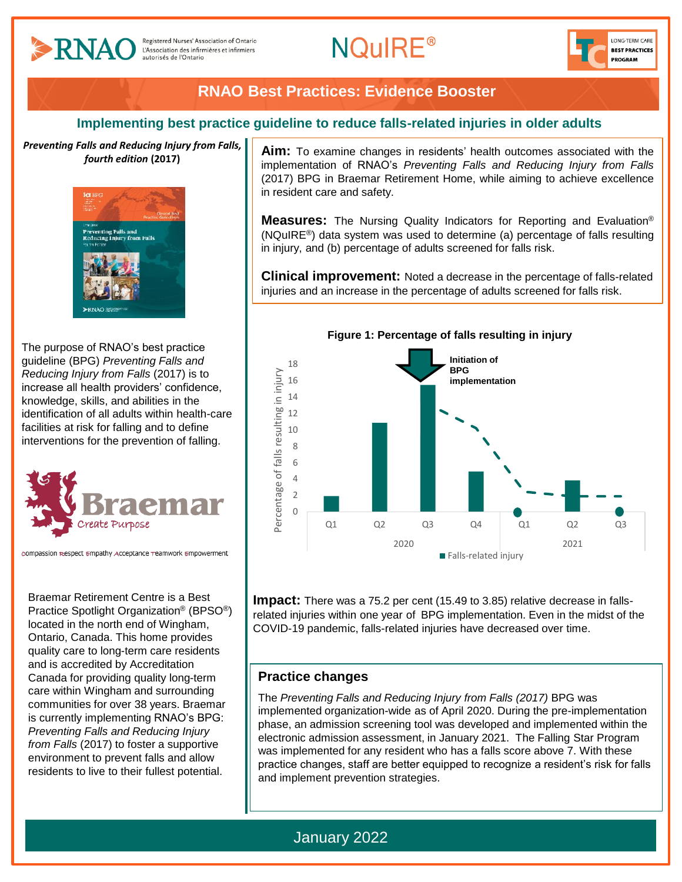RNAO Registered Nurses' Association of Ontario L'Association des infirmières et infirmiers autorisés de l'Ontario

NQuIRE®

LONG-TERM CARE BEST PRACTICES PROGRAM

# RNAO Best Practices: Evidence Booster

## Implementing best practice guideline to reduce falls-related injuries in older adults

***Preventing Falls and Reducing Injury from Falls, fourth edition* (2017)**

The purpose of RNAO's best practice guideline (BPG) *Preventing Falls and Reducing Injury from Falls* (2017) is to increase all health providers' confidence, knowledge, skills, and abilities in the identification of all adults within health-care facilities at risk for falling and to define interventions for the prevention of falling.

Braemar Create Purpose

compassion respect empathy acceptance teamwork empowerment

Braemar Retirement Centre is a Best Practice Spotlight Organization® (BPSO®) located in the north end of Wingham, Ontario, Canada. This home provides quality care to long-term care residents and is accredited by Accreditation Canada for providing quality long-term care within Wingham and surrounding communities for over 38 years. Braemar is currently implementing RNAO's BPG: *Preventing Falls and Reducing Injury from Falls* (2017) to foster a supportive environment to prevent falls and allow residents to live to their fullest potential.

**Aim:** To examine changes in residents' health outcomes associated with the implementation of RNAO's *Preventing Falls and Reducing Injury from Falls* (2017) BPG in Braemar Retirement Home, while aiming to achieve excellence in resident care and safety.

**Measures:** The Nursing Quality Indicators for Reporting and Evaluation® (NQuIRE®) data system was used to determine (a) percentage of falls resulting in injury, and (b) percentage of adults screened for falls risk.

**Clinical improvement:** Noted a decrease in the percentage of falls-related injuries and an increase in the percentage of adults screened for falls risk.

**Figure 1: Percentage of falls resulting in injury**

(Bar chart: y-axis "Percentage of falls resulting in injury", 0–18; x-axis 2020 Q1–Q4, 2021 Q1–Q3; legend "Falls-related injury"; arrow at 2020 Q3 labelled "Initiation of BPG implementation")

**Impact:** There was a 75.2 per cent (15.49 to 3.85) relative decrease in falls-related injuries within one year of BPG implementation. Even in the midst of the COVID-19 pandemic, falls-related injuries have decreased over time.

### Practice changes

The *Preventing Falls and Reducing Injury from Falls (2017)* BPG was implemented organization-wide as of April 2020. During the pre-implementation phase, an admission screening tool was developed and implemented within the electronic admission assessment, in January 2021. The Falling Star Program was implemented for any resident who has a falls score above 7. With these practice changes, staff are better equipped to recognize a resident's risk for falls and implement prevention strategies.

January 2022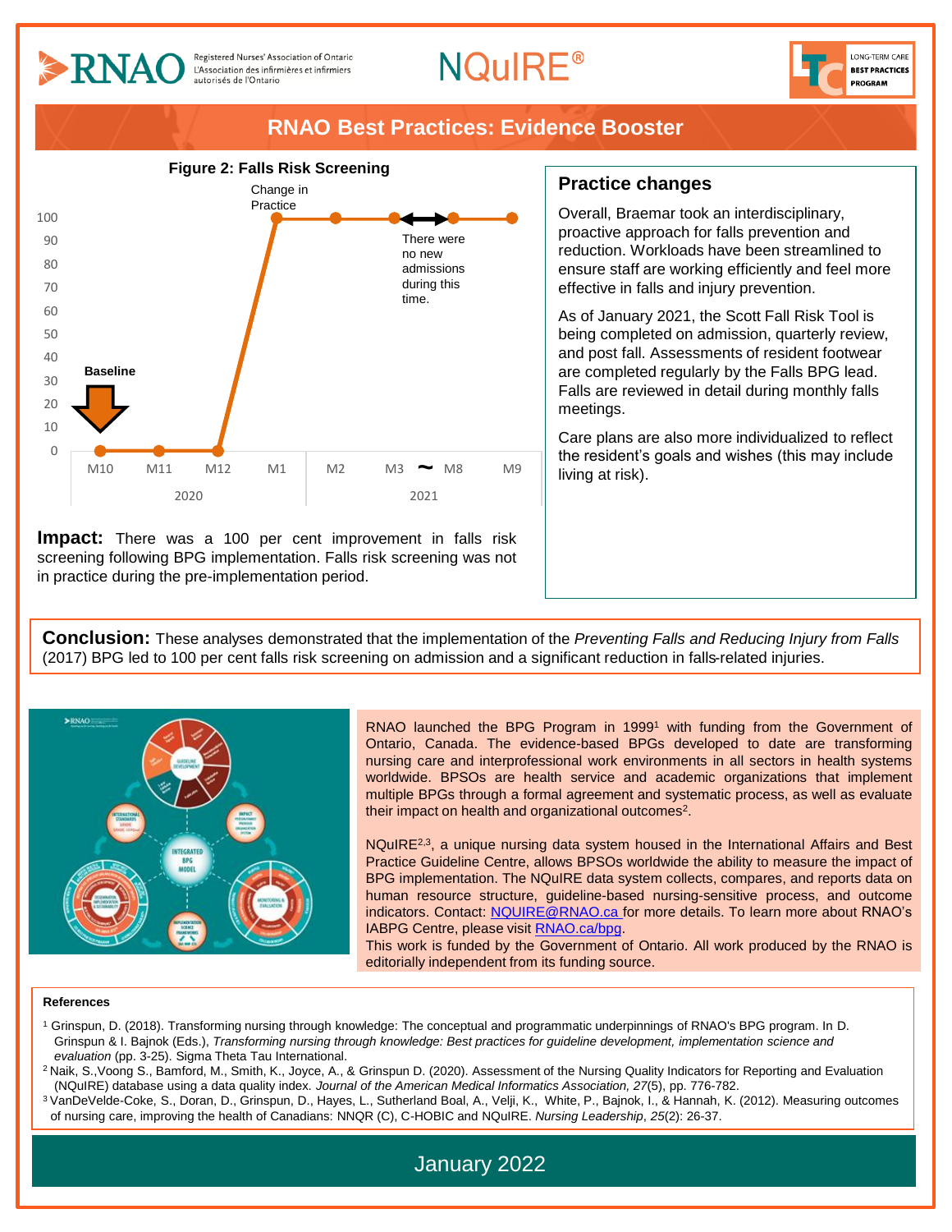RNAO Registered Nurses' Association of Ontario L'Association des infirmières et infirmiers autorisés de l'Ontario

NQuIRE®

LONG-TERM CARE BEST PRACTICES PROGRAM

# RNAO Best Practices: Evidence Booster

**Figure 2: Falls Risk Screening**

Change in Practice

There were no new admissions during this time.

Baseline

100
90
80
70
60
50
40
30
20
10
0

M10 M11 M12 M1 M2 M3 ~ M8 M9

2020 2021

**Impact:** There was a 100 per cent improvement in falls risk screening following BPG implementation. Falls risk screening was not in practice during the pre-implementation period.

## Practice changes

Overall, Braemar took an interdisciplinary, proactive approach for falls prevention and reduction. Workloads have been streamlined to ensure staff are working efficiently and feel more effective in falls and injury prevention.

As of January 2021, the Scott Fall Risk Tool is being completed on admission, quarterly review, and post fall. Assessments of resident footwear are completed regularly by the Falls BPG lead. Falls are reviewed in detail during monthly falls meetings.

Care plans are also more individualized to reflect the resident's goals and wishes (this may include living at risk).

**Conclusion:** These analyses demonstrated that the implementation of the *Preventing Falls and Reducing Injury from Falls* (2017) BPG led to 100 per cent falls risk screening on admission and a significant reduction in falls-related injuries.

RNAO launched the BPG Program in 1999[1] with funding from the Government of Ontario, Canada. The evidence-based BPGs developed to date are transforming nursing care and interprofessional work environments in all sectors in health systems worldwide. BPSOs are health service and academic organizations that implement multiple BPGs through a formal agreement and systematic process, as well as evaluate their impact on health and organizational outcomes[2].

NQuIRE[2,3], a unique nursing data system housed in the International Affairs and Best Practice Guideline Centre, allows BPSOs worldwide the ability to measure the impact of BPG implementation. The NQuIRE data system collects, compares, and reports data on human resource structure, guideline-based nursing-sensitive process, and outcome indicators. Contact: NQUIRE@RNAO.ca for more details. To learn more about RNAO's IABPG Centre, please visit RNAO.ca/bpg.
This work is funded by the Government of Ontario. All work produced by the RNAO is editorially independent from its funding source.

**References**

[1] Grinspun, D. (2018). Transforming nursing through knowledge: The conceptual and programmatic underpinnings of RNAO's BPG program. In D. Grinspun & I. Bajnok (Eds.), *Transforming nursing through knowledge: Best practices for guideline development, implementation science and evaluation* (pp. 3-25). Sigma Theta Tau International.

[2] Naik, S.,Voong S., Bamford, M., Smith, K., Joyce, A., & Grinspun D. (2020). Assessment of the Nursing Quality Indicators for Reporting and Evaluation (NQuIRE) database using a data quality index. *Journal of the American Medical Informatics Association, 27*(5), pp. 776-782.

[3] VanDeVelde-Coke, S., Doran, D., Grinspun, D., Hayes, L., Sutherland Boal, A., Velji, K., White, P., Bajnok, I., & Hannah, K. (2012). Measuring outcomes of nursing care, improving the health of Canadians: NNQR (C), C-HOBIC and NQuIRE. *Nursing Leadership, 25*(2): 26-37.

January 2022